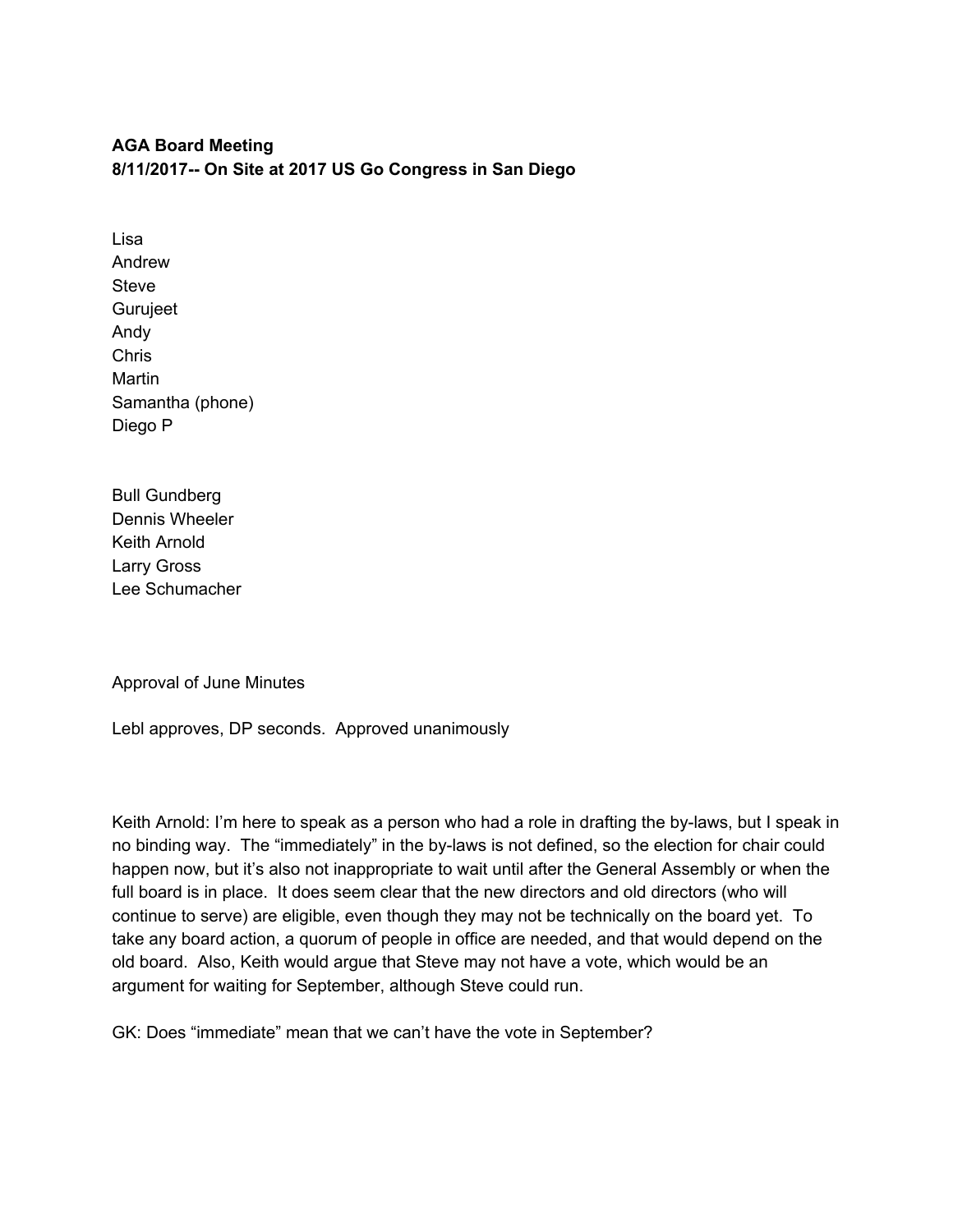**AGA Board Meeting**
**8/11/2017-- On Site at 2017 US Go Congress in San Diego**

Lisa
Andrew
Steve
Gurujeet
Andy
Chris
Martin
Samantha (phone)
Diego P

Bull Gundberg
Dennis Wheeler
Keith Arnold
Larry Gross
Lee Schumacher

Approval of June Minutes

Lebl approves, DP seconds. Approved unanimously

Keith Arnold: I'm here to speak as a person who had a role in drafting the by-laws, but I speak in no binding way. The "immediately" in the by-laws is not defined, so the election for chair could happen now, but it's also not inappropriate to wait until after the General Assembly or when the full board is in place. It does seem clear that the new directors and old directors (who will continue to serve) are eligible, even though they may not be technically on the board yet. To take any board action, a quorum of people in office are needed, and that would depend on the old board. Also, Keith would argue that Steve may not have a vote, which would be an argument for waiting for September, although Steve could run.

GK: Does "immediate" mean that we can't have the vote in September?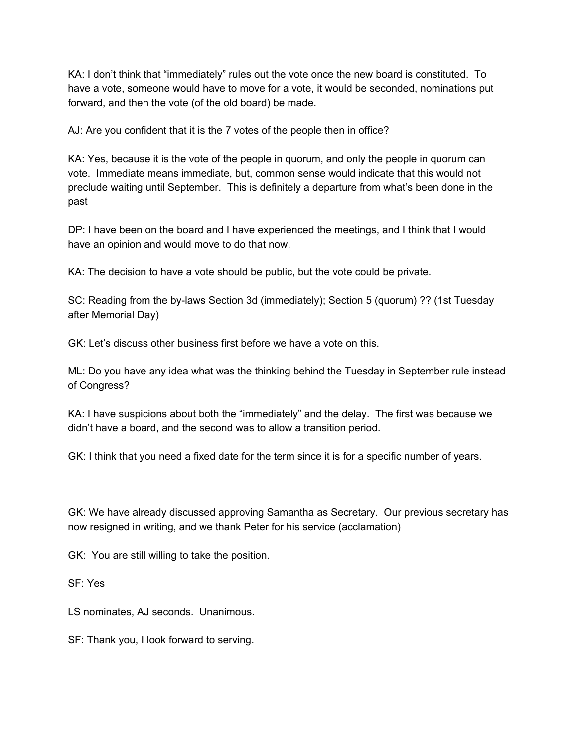KA: I don't think that "immediately" rules out the vote once the new board is constituted. To have a vote, someone would have to move for a vote, it would be seconded, nominations put forward, and then the vote (of the old board) be made.

AJ: Are you confident that it is the 7 votes of the people then in office?

KA: Yes, because it is the vote of the people in quorum, and only the people in quorum can vote. Immediate means immediate, but, common sense would indicate that this would not preclude waiting until September. This is definitely a departure from what's been done in the past

DP: I have been on the board and I have experienced the meetings, and I think that I would have an opinion and would move to do that now.

KA: The decision to have a vote should be public, but the vote could be private.

SC: Reading from the by-laws Section 3d (immediately); Section 5 (quorum) ?? (1st Tuesday after Memorial Day)

GK: Let's discuss other business first before we have a vote on this.

ML: Do you have any idea what was the thinking behind the Tuesday in September rule instead of Congress?

KA: I have suspicions about both the "immediately" and the delay. The first was because we didn't have a board, and the second was to allow a transition period.

GK: I think that you need a fixed date for the term since it is for a specific number of years.

GK: We have already discussed approving Samantha as Secretary. Our previous secretary has now resigned in writing, and we thank Peter for his service (acclamation)

GK: You are still willing to take the position.

SF: Yes

LS nominates, AJ seconds. Unanimous.

SF: Thank you, I look forward to serving.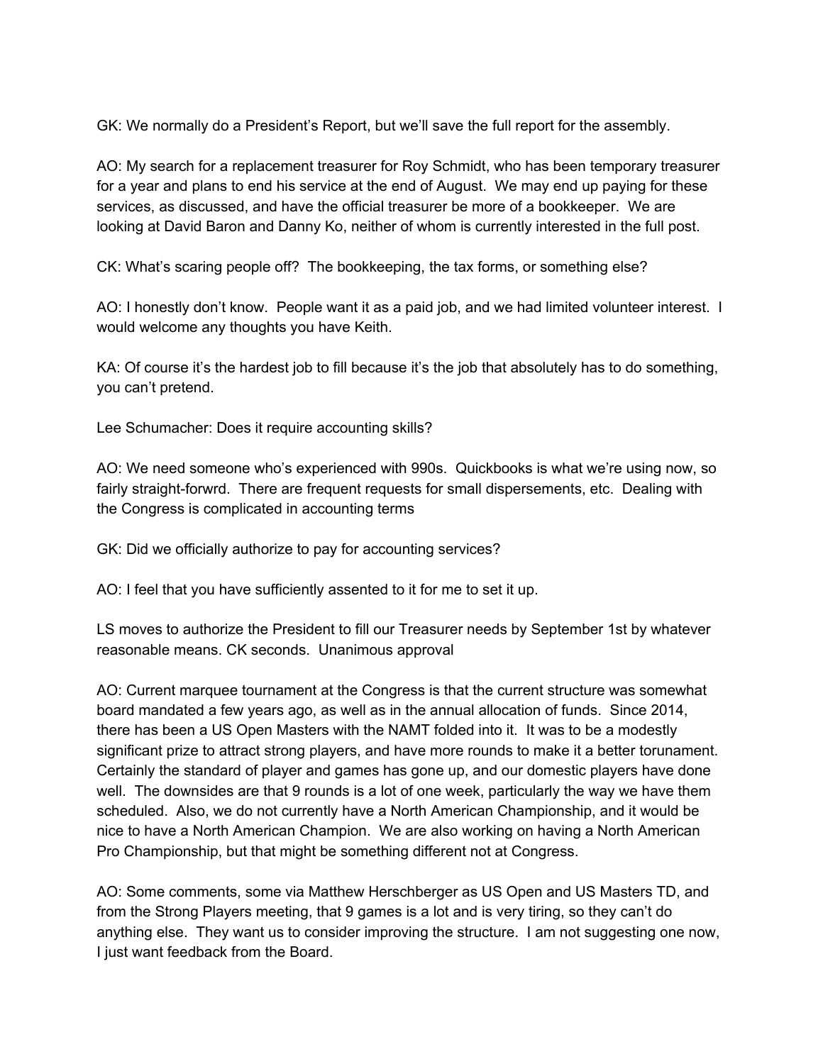GK: We normally do a President's Report, but we'll save the full report for the assembly.

AO: My search for a replacement treasurer for Roy Schmidt, who has been temporary treasurer for a year and plans to end his service at the end of August. We may end up paying for these services, as discussed, and have the official treasurer be more of a bookkeeper. We are looking at David Baron and Danny Ko, neither of whom is currently interested in the full post.

CK: What's scaring people off? The bookkeeping, the tax forms, or something else?

AO: I honestly don't know. People want it as a paid job, and we had limited volunteer interest. I would welcome any thoughts you have Keith.

KA: Of course it's the hardest job to fill because it's the job that absolutely has to do something, you can't pretend.

Lee Schumacher: Does it require accounting skills?

AO: We need someone who's experienced with 990s. Quickbooks is what we're using now, so fairly straight-forwrd. There are frequent requests for small dispersements, etc. Dealing with the Congress is complicated in accounting terms

GK: Did we officially authorize to pay for accounting services?

AO: I feel that you have sufficiently assented to it for me to set it up.

LS moves to authorize the President to fill our Treasurer needs by September 1st by whatever reasonable means. CK seconds. Unanimous approval

AO: Current marquee tournament at the Congress is that the current structure was somewhat board mandated a few years ago, as well as in the annual allocation of funds. Since 2014, there has been a US Open Masters with the NAMT folded into it. It was to be a modestly significant prize to attract strong players, and have more rounds to make it a better torunament. Certainly the standard of player and games has gone up, and our domestic players have done well. The downsides are that 9 rounds is a lot of one week, particularly the way we have them scheduled. Also, we do not currently have a North American Championship, and it would be nice to have a North American Champion. We are also working on having a North American Pro Championship, but that might be something different not at Congress.

AO: Some comments, some via Matthew Herschberger as US Open and US Masters TD, and from the Strong Players meeting, that 9 games is a lot and is very tiring, so they can't do anything else. They want us to consider improving the structure. I am not suggesting one now, I just want feedback from the Board.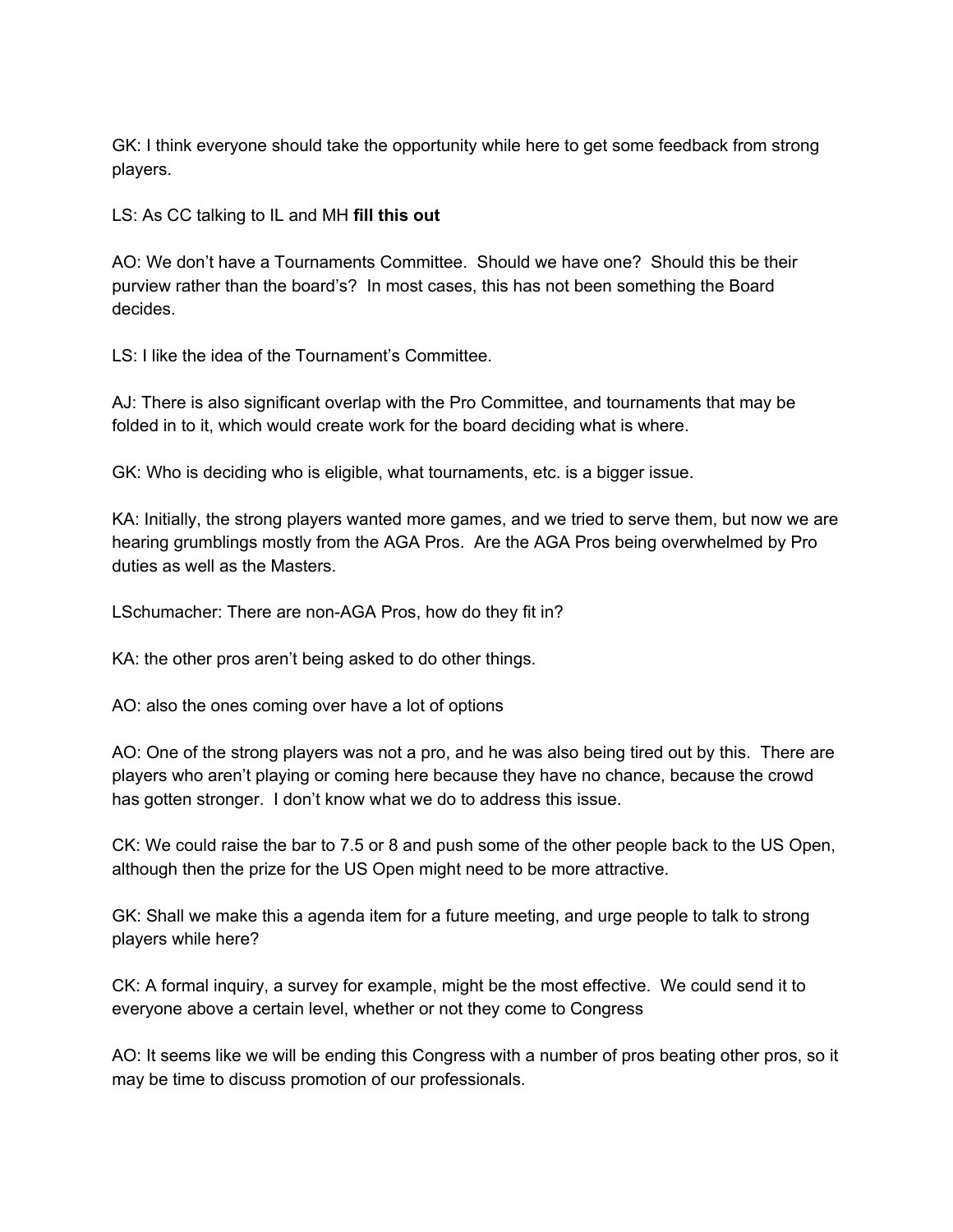GK: I think everyone should take the opportunity while here to get some feedback from strong players.

LS: As CC talking to IL and MH **fill this out**

AO: We don't have a Tournaments Committee. Should we have one? Should this be their purview rather than the board's? In most cases, this has not been something the Board decides.

LS: I like the idea of the Tournament's Committee.

AJ: There is also significant overlap with the Pro Committee, and tournaments that may be folded in to it, which would create work for the board deciding what is where.

GK: Who is deciding who is eligible, what tournaments, etc. is a bigger issue.

KA: Initially, the strong players wanted more games, and we tried to serve them, but now we are hearing grumblings mostly from the AGA Pros. Are the AGA Pros being overwhelmed by Pro duties as well as the Masters.

LSchumacher: There are non-AGA Pros, how do they fit in?

KA: the other pros aren't being asked to do other things.

AO: also the ones coming over have a lot of options

AO: One of the strong players was not a pro, and he was also being tired out by this. There are players who aren't playing or coming here because they have no chance, because the crowd has gotten stronger. I don't know what we do to address this issue.

CK: We could raise the bar to 7.5 or 8 and push some of the other people back to the US Open, although then the prize for the US Open might need to be more attractive.

GK: Shall we make this a agenda item for a future meeting, and urge people to talk to strong players while here?

CK: A formal inquiry, a survey for example, might be the most effective. We could send it to everyone above a certain level, whether or not they come to Congress

AO: It seems like we will be ending this Congress with a number of pros beating other pros, so it may be time to discuss promotion of our professionals.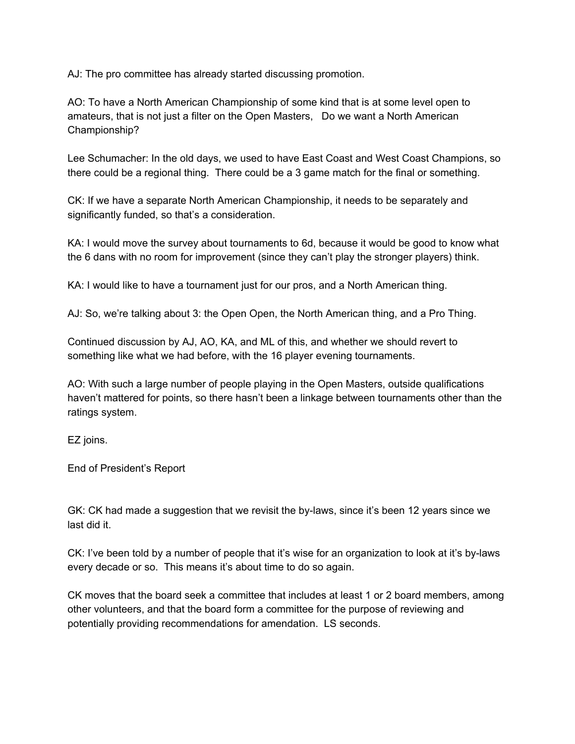AJ: The pro committee has already started discussing promotion.

AO: To have a North American Championship of some kind that is at some level open to amateurs, that is not just a filter on the Open Masters,   Do we want a North American Championship?

Lee Schumacher: In the old days, we used to have East Coast and West Coast Champions, so there could be a regional thing.  There could be a 3 game match for the final or something.

CK: If we have a separate North American Championship, it needs to be separately and significantly funded, so that's a consideration.

KA: I would move the survey about tournaments to 6d, because it would be good to know what the 6 dans with no room for improvement (since they can't play the stronger players) think.

KA: I would like to have a tournament just for our pros, and a North American thing.

AJ: So, we're talking about 3: the Open Open, the North American thing, and a Pro Thing.

Continued discussion by AJ, AO, KA, and ML of this, and whether we should revert to something like what we had before, with the 16 player evening tournaments.

AO: With such a large number of people playing in the Open Masters, outside qualifications haven't mattered for points, so there hasn't been a linkage between tournaments other than the ratings system.

EZ joins.

End of President's Report

GK: CK had made a suggestion that we revisit the by-laws, since it's been 12 years since we last did it.

CK: I've been told by a number of people that it's wise for an organization to look at it's by-laws every decade or so.  This means it's about time to do so again.

CK moves that the board seek a committee that includes at least 1 or 2 board members, among other volunteers, and that the board form a committee for the purpose of reviewing and potentially providing recommendations for amendation.  LS seconds.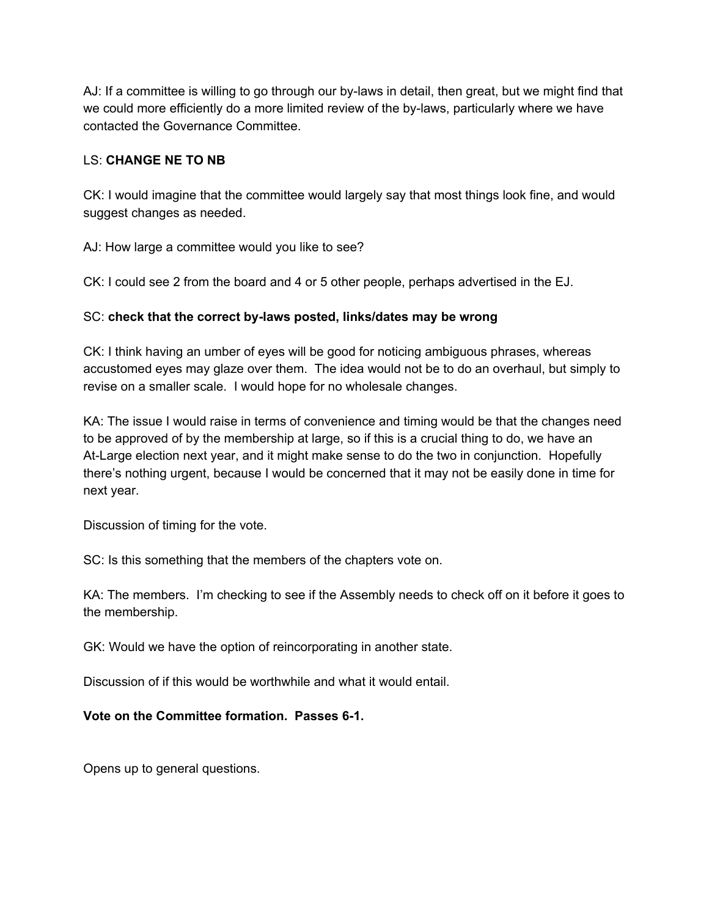AJ: If a committee is willing to go through our by-laws in detail, then great, but we might find that we could more efficiently do a more limited review of the by-laws, particularly where we have contacted the Governance Committee.

LS: **CHANGE NE TO NB**

CK: I would imagine that the committee would largely say that most things look fine, and would suggest changes as needed.

AJ: How large a committee would you like to see?

CK: I could see 2 from the board and 4 or 5 other people, perhaps advertised in the EJ.

SC: **check that the correct by-laws posted, links/dates may be wrong**

CK: I think having an umber of eyes will be good for noticing ambiguous phrases, whereas accustomed eyes may glaze over them. The idea would not be to do an overhaul, but simply to revise on a smaller scale. I would hope for no wholesale changes.

KA: The issue I would raise in terms of convenience and timing would be that the changes need to be approved of by the membership at large, so if this is a crucial thing to do, we have an At-Large election next year, and it might make sense to do the two in conjunction. Hopefully there's nothing urgent, because I would be concerned that it may not be easily done in time for next year.

Discussion of timing for the vote.

SC: Is this something that the members of the chapters vote on.

KA: The members. I'm checking to see if the Assembly needs to check off on it before it goes to the membership.

GK: Would we have the option of reincorporating in another state.

Discussion of if this would be worthwhile and what it would entail.

**Vote on the Committee formation. Passes 6-1.**

Opens up to general questions.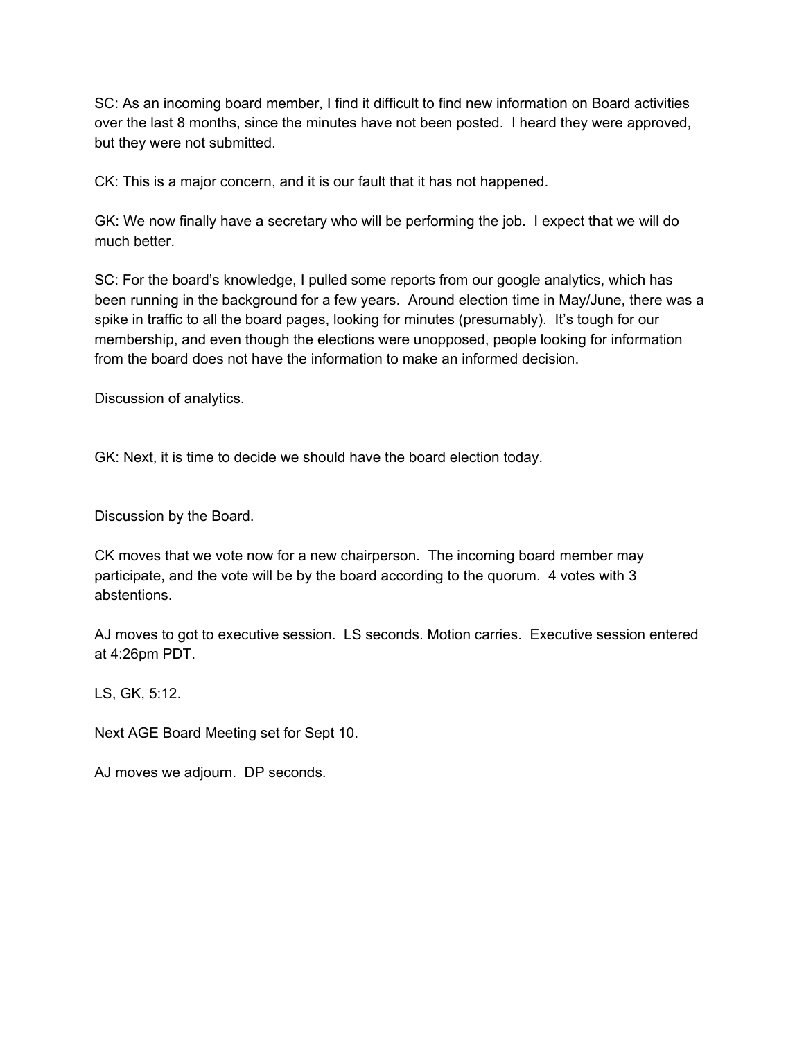SC: As an incoming board member, I find it difficult to find new information on Board activities over the last 8 months, since the minutes have not been posted. I heard they were approved, but they were not submitted.

CK: This is a major concern, and it is our fault that it has not happened.

GK: We now finally have a secretary who will be performing the job. I expect that we will do much better.

SC: For the board's knowledge, I pulled some reports from our google analytics, which has been running in the background for a few years. Around election time in May/June, there was a spike in traffic to all the board pages, looking for minutes (presumably). It's tough for our membership, and even though the elections were unopposed, people looking for information from the board does not have the information to make an informed decision.

Discussion of analytics.

GK: Next, it is time to decide we should have the board election today.

Discussion by the Board.

CK moves that we vote now for a new chairperson. The incoming board member may participate, and the vote will be by the board according to the quorum. 4 votes with 3 abstentions.

AJ moves to got to executive session. LS seconds. Motion carries. Executive session entered at 4:26pm PDT.

LS, GK, 5:12.

Next AGE Board Meeting set for Sept 10.

AJ moves we adjourn. DP seconds.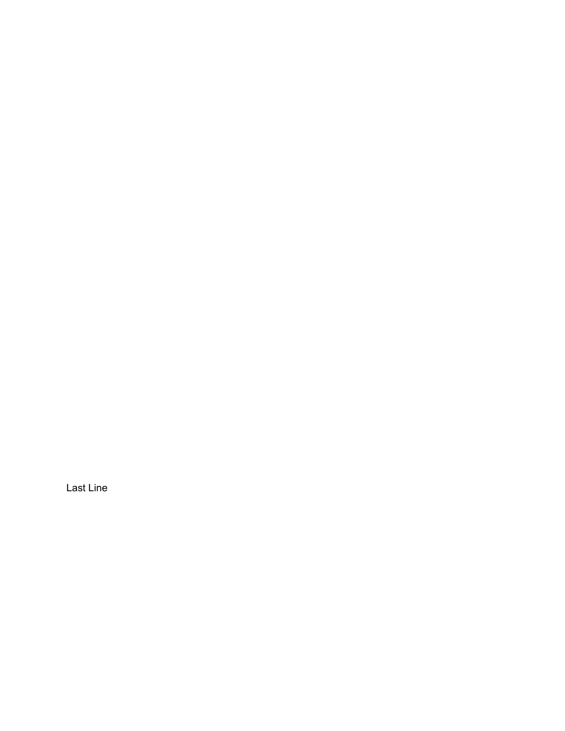Last Line